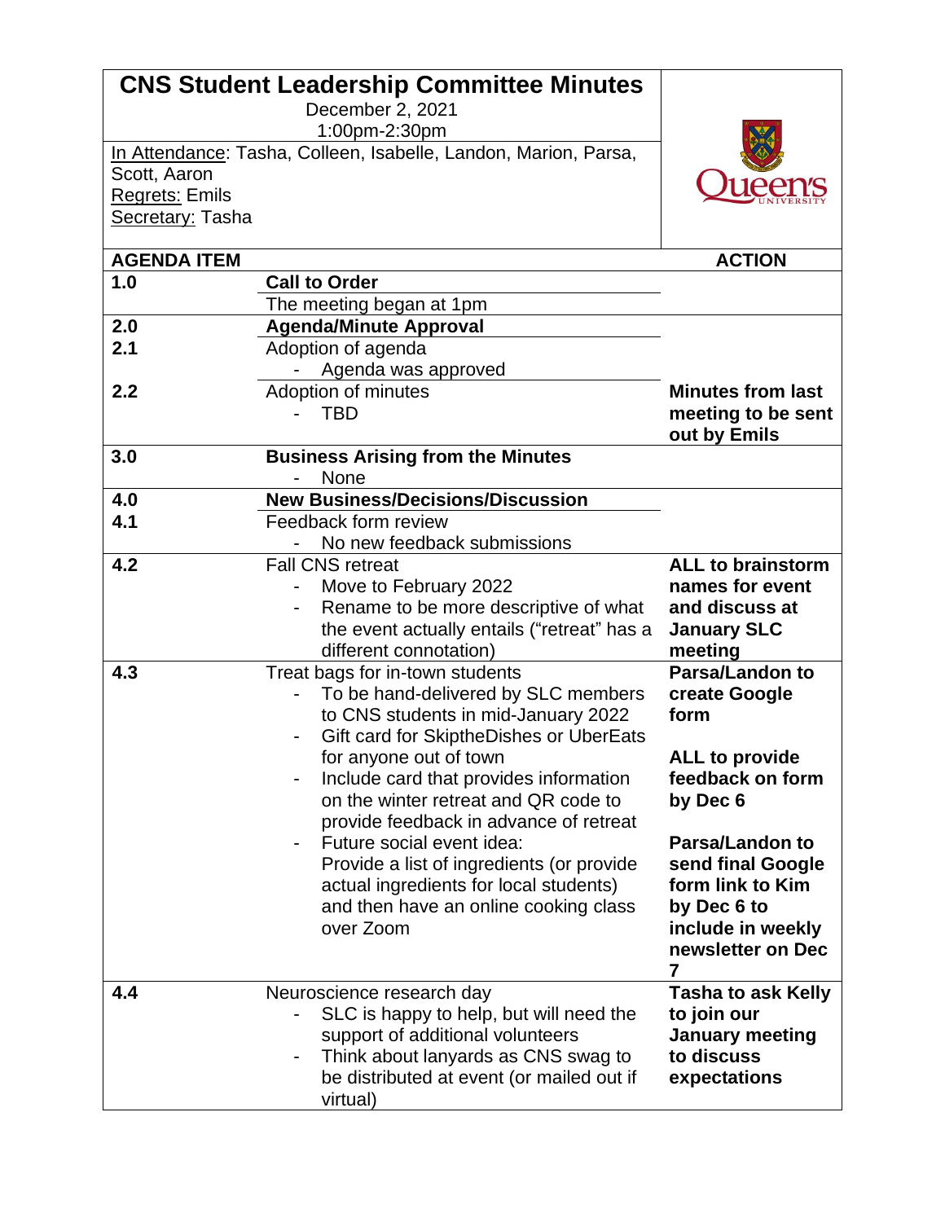# CNS Student Leadership Committee Minutes

December 2, 2021
1:00pm-2:30pm

In Attendance: Tasha, Colleen, Isabelle, Landon, Marion, Parsa, Scott, Aaron
Regrets: Emils
Secretary: Tasha

| AGENDA ITEM | | ACTION |
|---|---|---|
| **1.0** | **Call to Order**<br>The meeting began at 1pm | |
| **2.0** | **Agenda/Minute Approval** | |
| **2.1** | Adoption of agenda<br>- Agenda was approved | |
| **2.2** | Adoption of minutes<br>- TBD | **Minutes from last meeting to be sent out by Emils** |
| **3.0** | **Business Arising from the Minutes**<br>- None | |
| **4.0** | **New Business/Decisions/Discussion** | |
| **4.1** | Feedback form review<br>- No new feedback submissions | |
| **4.2** | Fall CNS retreat<br>- Move to February 2022<br>- Rename to be more descriptive of what the event actually entails ("retreat" has a different connotation) | **ALL to brainstorm names for event and discuss at January SLC meeting** |
| **4.3** | Treat bags for in-town students<br>- To be hand-delivered by SLC members to CNS students in mid-January 2022<br>- Gift card for SkiptheDishes or UberEats for anyone out of town<br>- Include card that provides information on the winter retreat and QR code to provide feedback in advance of retreat<br>- Future social event idea: Provide a list of ingredients (or provide actual ingredients for local students) and then have an online cooking class over Zoom | **Parsa/Landon to create Google form**<br><br>**ALL to provide feedback on form by Dec 6**<br><br>**Parsa/Landon to send final Google form link to Kim by Dec 6 to include in weekly newsletter on Dec 7** |
| **4.4** | Neuroscience research day<br>- SLC is happy to help, but will need the support of additional volunteers<br>- Think about lanyards as CNS swag to be distributed at event (or mailed out if virtual) | **Tasha to ask Kelly to join our January meeting to discuss expectations** |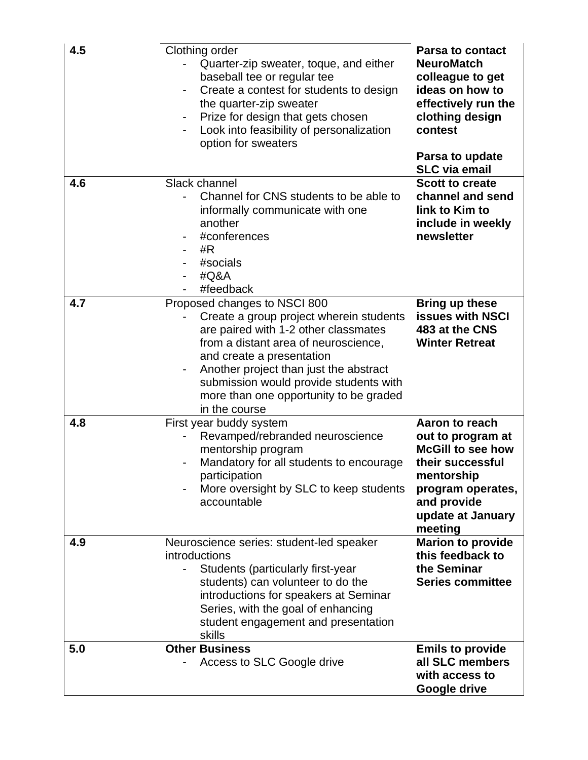| | | |
|---|---|---|
| **4.5** | Clothing order<br>- Quarter-zip sweater, toque, and either baseball tee or regular tee<br>- Create a contest for students to design the quarter-zip sweater<br>- Prize for design that gets chosen<br>- Look into feasibility of personalization option for sweaters | **Parsa to contact NeuroMatch colleague to get ideas on how to effectively run the clothing design contest**<br><br>**Parsa to update SLC via email** |
| **4.6** | Slack channel<br>- Channel for CNS students to be able to informally communicate with one another<br>- #conferences<br>- #R<br>- #socials<br>- #Q&A<br>- #feedback | **Scott to create channel and send link to Kim to include in weekly newsletter** |
| **4.7** | Proposed changes to NSCI 800<br>- Create a group project wherein students are paired with 1-2 other classmates from a distant area of neuroscience, and create a presentation<br>- Another project than just the abstract submission would provide students with more than one opportunity to be graded in the course | **Bring up these issues with NSCI 483 at the CNS Winter Retreat** |
| **4.8** | First year buddy system<br>- Revamped/rebranded neuroscience mentorship program<br>- Mandatory for all students to encourage participation<br>- More oversight by SLC to keep students accountable | **Aaron to reach out to program at McGill to see how their successful mentorship program operates, and provide update at January meeting** |
| **4.9** | Neuroscience series: student-led speaker introductions<br>- Students (particularly first-year students) can volunteer to do the introductions for speakers at Seminar Series, with the goal of enhancing student engagement and presentation skills | **Marion to provide this feedback to the Seminar Series committee** |
| **5.0** | **Other Business**<br>- Access to SLC Google drive | **Emils to provide all SLC members with access to Google drive** |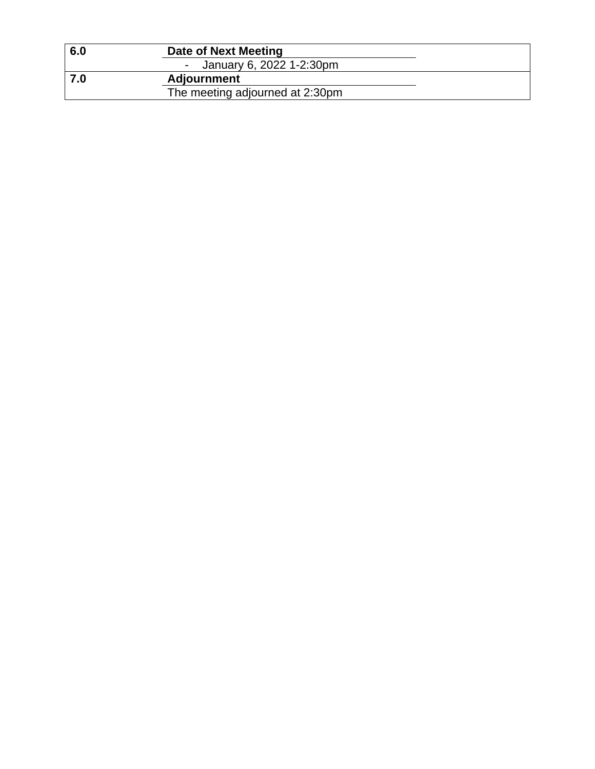| | | |
|---|---|---|
| **6.0** | **Date of Next Meeting**<br>- January 6, 2022 1-2:30pm | |
| **7.0** | **Adjournment**<br>The meeting adjourned at 2:30pm | |